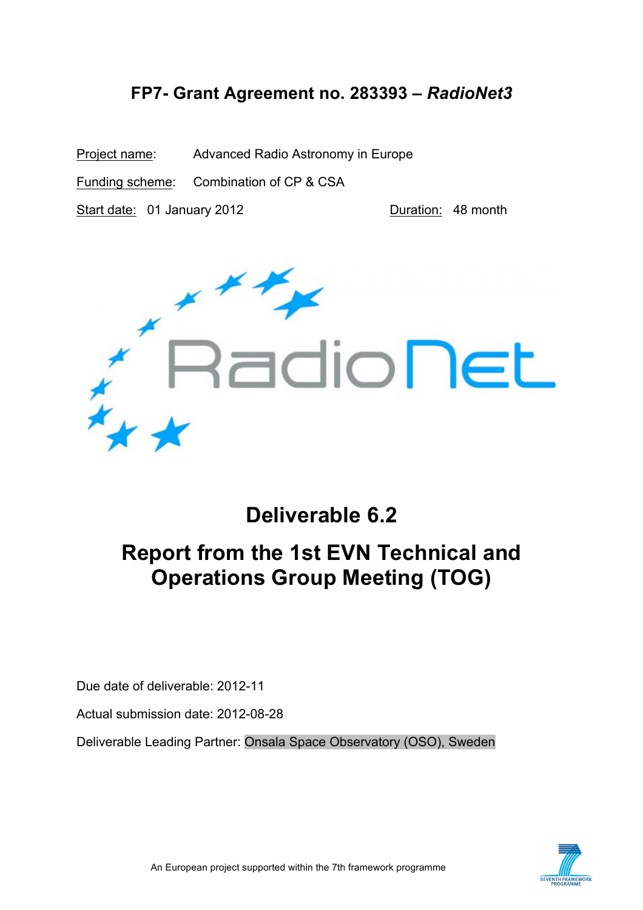# FP7- Grant Agreement no. 283393 – *RadioNet3*

Project name: Advanced Radio Astronomy in Europe

Funding scheme: Combination of CP & CSA

Start date: 01 January 2012 Duration: 48 month

# Deliverable 6.2

# Report from the 1st EVN Technical and Operations Group Meeting (TOG)

Due date of deliverable: 2012-11

Actual submission date: 2012-08-28

Deliverable Leading Partner: Onsala Space Observatory (OSO), Sweden

An European project supported within the 7th framework programme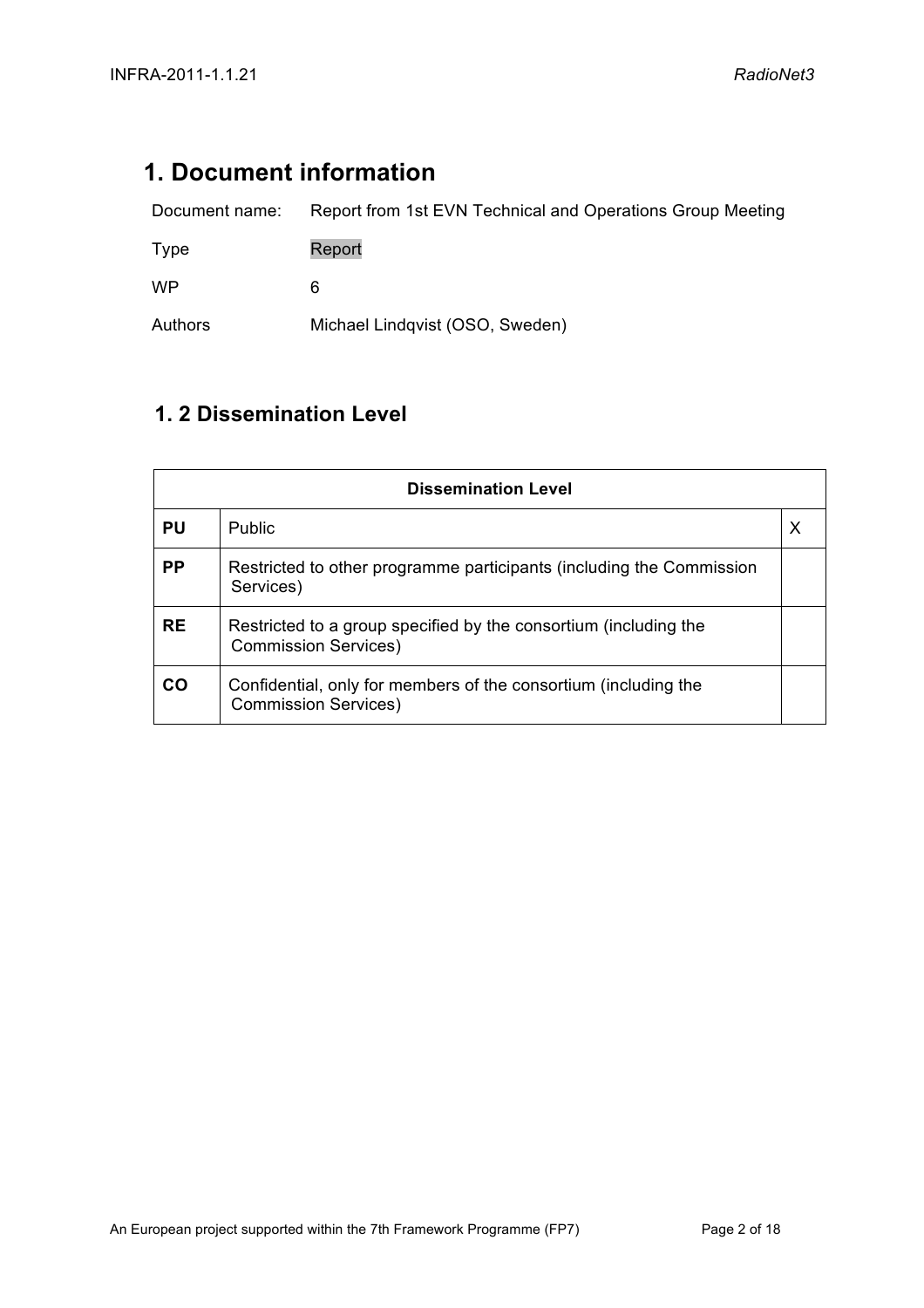# 1. Document information

| | |
|---|---|
| Document name: | Report from 1st EVN Technical and Operations Group Meeting |
| Type | Report |
| WP | 6 |
| Authors | Michael Lindqvist (OSO, Sweden) |

## 1. 2 Dissemination Level

| Dissemination Level | | |
|---|---|---|
| **PU** | Public | X |
| **PP** | Restricted to other programme participants (including the Commission Services) | |
| **RE** | Restricted to a group specified by the consortium (including the Commission Services) | |
| **CO** | Confidential, only for members of the consortium (including the Commission Services) | |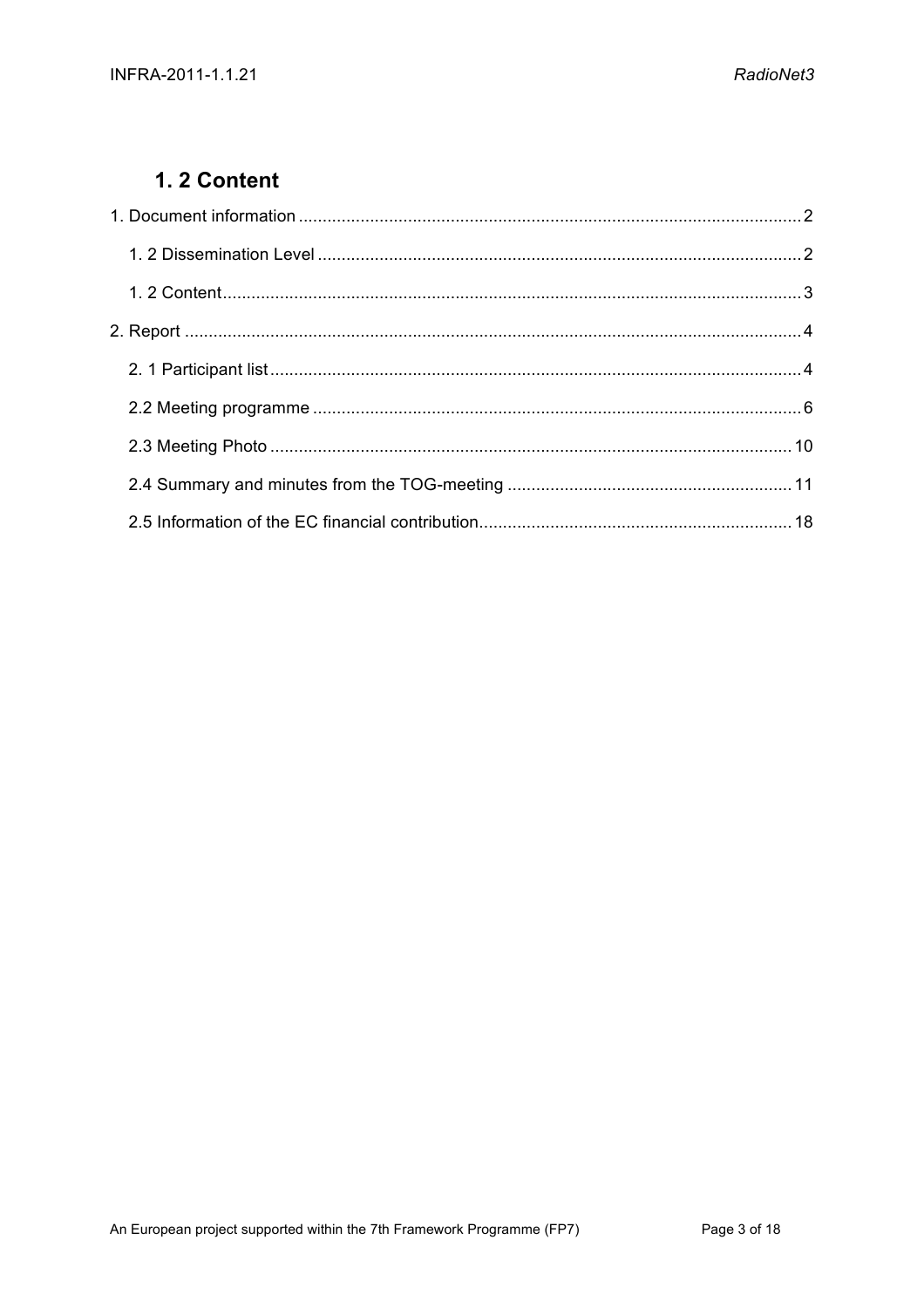## 1. 2 Content

1. Document information ........................................................................................................ 2
   1. 2 Dissemination Level .................................................................................................... 2
   1. 2 Content......................................................................................................................... 3
2. Report ................................................................................................................................ 4
   2. 1 Participant list .............................................................................................................. 4
   2.2 Meeting programme ...................................................................................................... 6
   2.3 Meeting Photo ............................................................................................................. 10
   2.4 Summary and minutes from the TOG-meeting ........................................................... 11
   2.5 Information of the EC financial contribution................................................................. 18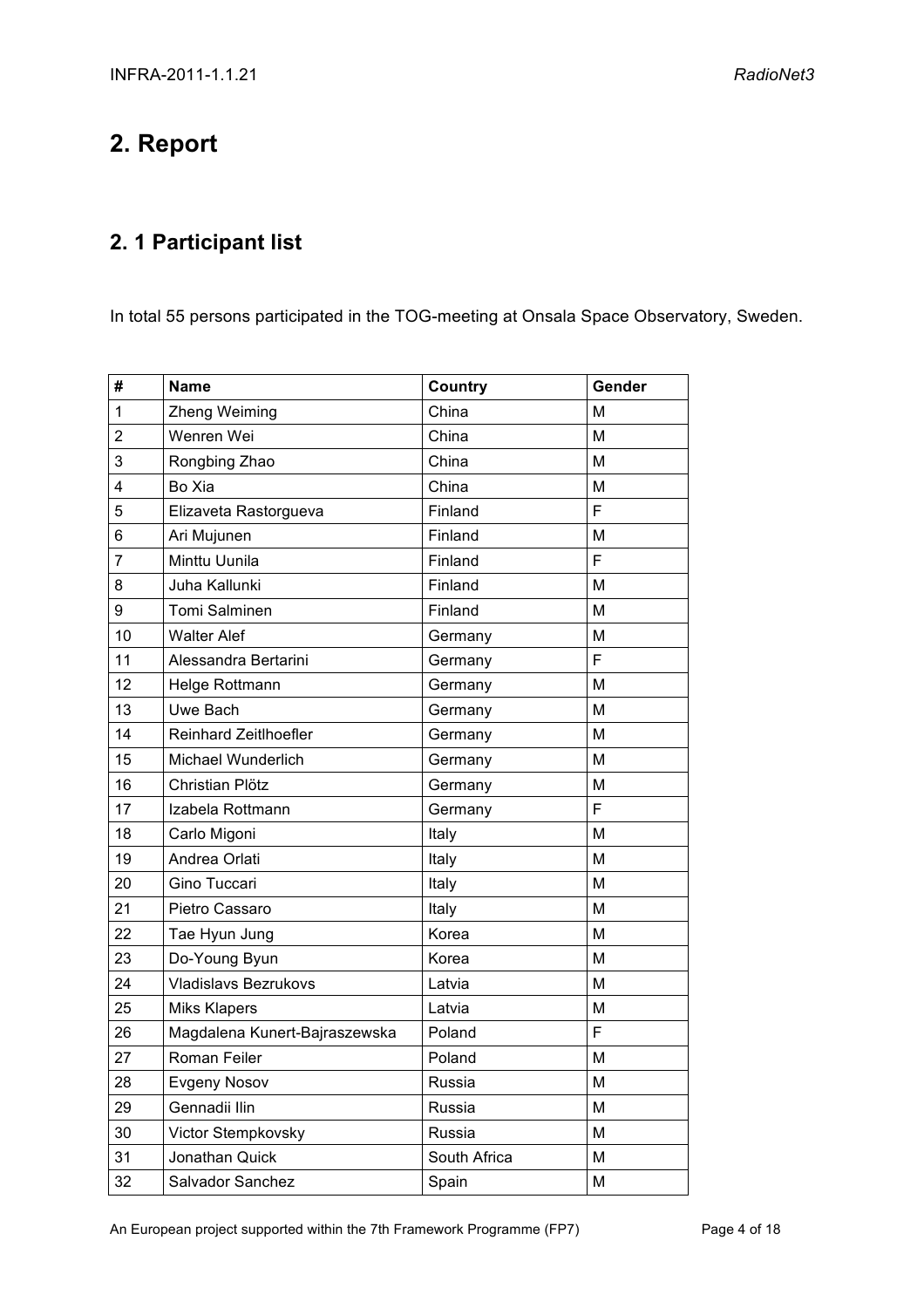# 2. Report

## 2. 1 Participant list

In total 55 persons participated in the TOG-meeting at Onsala Space Observatory, Sweden.

| # | Name | Country | Gender |
|---|---|---|---|
| 1 | Zheng Weiming | China | M |
| 2 | Wenren Wei | China | M |
| 3 | Rongbing Zhao | China | M |
| 4 | Bo Xia | China | M |
| 5 | Elizaveta Rastorgueva | Finland | F |
| 6 | Ari Mujunen | Finland | M |
| 7 | Minttu Uunila | Finland | F |
| 8 | Juha Kallunki | Finland | M |
| 9 | Tomi Salminen | Finland | M |
| 10 | Walter Alef | Germany | M |
| 11 | Alessandra Bertarini | Germany | F |
| 12 | Helge Rottmann | Germany | M |
| 13 | Uwe Bach | Germany | M |
| 14 | Reinhard Zeitlhoefler | Germany | M |
| 15 | Michael Wunderlich | Germany | M |
| 16 | Christian Plötz | Germany | M |
| 17 | Izabela Rottmann | Germany | F |
| 18 | Carlo Migoni | Italy | M |
| 19 | Andrea Orlati | Italy | M |
| 20 | Gino Tuccari | Italy | M |
| 21 | Pietro Cassaro | Italy | M |
| 22 | Tae Hyun Jung | Korea | M |
| 23 | Do-Young Byun | Korea | M |
| 24 | Vladislavs Bezrukovs | Latvia | M |
| 25 | Miks Klapers | Latvia | M |
| 26 | Magdalena Kunert-Bajraszewska | Poland | F |
| 27 | Roman Feiler | Poland | M |
| 28 | Evgeny Nosov | Russia | M |
| 29 | Gennadii Ilin | Russia | M |
| 30 | Victor Stempkovsky | Russia | M |
| 31 | Jonathan Quick | South Africa | M |
| 32 | Salvador Sanchez | Spain | M |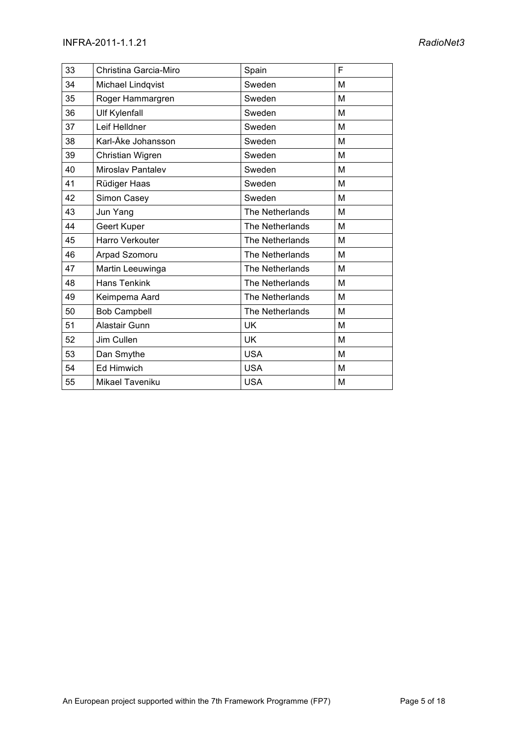| | | | |
|---|---|---|---|
| 33 | Christina Garcia-Miro | Spain | F |
| 34 | Michael Lindqvist | Sweden | M |
| 35 | Roger Hammargren | Sweden | M |
| 36 | Ulf Kylenfall | Sweden | M |
| 37 | Leif Helldner | Sweden | M |
| 38 | Karl-Åke Johansson | Sweden | M |
| 39 | Christian Wigren | Sweden | M |
| 40 | Miroslav Pantalev | Sweden | M |
| 41 | Rüdiger Haas | Sweden | M |
| 42 | Simon Casey | Sweden | M |
| 43 | Jun Yang | The Netherlands | M |
| 44 | Geert Kuper | The Netherlands | M |
| 45 | Harro Verkouter | The Netherlands | M |
| 46 | Arpad Szomoru | The Netherlands | M |
| 47 | Martin Leeuwinga | The Netherlands | M |
| 48 | Hans Tenkink | The Netherlands | M |
| 49 | Keimpema Aard | The Netherlands | M |
| 50 | Bob Campbell | The Netherlands | M |
| 51 | Alastair Gunn | UK | M |
| 52 | Jim Cullen | UK | M |
| 53 | Dan Smythe | USA | M |
| 54 | Ed Himwich | USA | M |
| 55 | Mikael Taveniku | USA | M |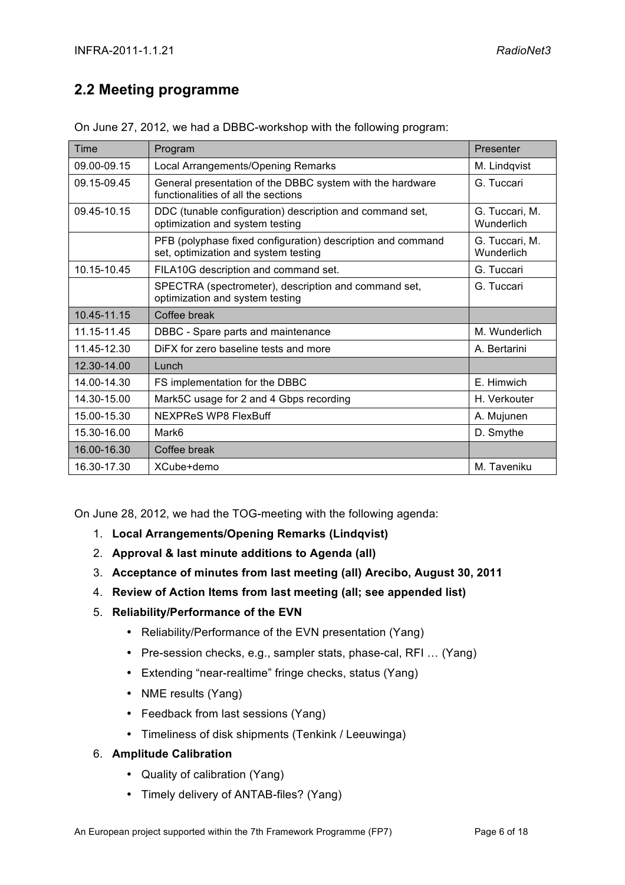## 2.2 Meeting programme

On June 27, 2012, we had a DBBC-workshop with the following program:

| Time | Program | Presenter |
|---|---|---|
| 09.00-09.15 | Local Arrangements/Opening Remarks | M. Lindqvist |
| 09.15-09.45 | General presentation of the DBBC system with the hardware functionalities of all the sections | G. Tuccari |
| 09.45-10.15 | DDC (tunable configuration) description and command set, optimization and system testing | G. Tuccari, M. Wunderlich |
| | PFB (polyphase fixed configuration) description and command set, optimization and system testing | G. Tuccari, M. Wunderlich |
| 10.15-10.45 | FILA10G description and command set. | G. Tuccari |
| | SPECTRA (spectrometer), description and command set, optimization and system testing | G. Tuccari |
| 10.45-11.15 | Coffee break | |
| 11.15-11.45 | DBBC - Spare parts and maintenance | M. Wunderlich |
| 11.45-12.30 | DiFX for zero baseline tests and more | A. Bertarini |
| 12.30-14.00 | Lunch | |
| 14.00-14.30 | FS implementation for the DBBC | E. Himwich |
| 14.30-15.00 | Mark5C usage for 2 and 4 Gbps recording | H. Verkouter |
| 15.00-15.30 | NEXPReS WP8 FlexBuff | A. Mujunen |
| 15.30-16.00 | Mark6 | D. Smythe |
| 16.00-16.30 | Coffee break | |
| 16.30-17.30 | XCube+demo | M. Taveniku |

On June 28, 2012, we had the TOG-meeting with the following agenda:

1. **Local Arrangements/Opening Remarks (Lindqvist)**
2. **Approval & last minute additions to Agenda (all)**
3. **Acceptance of minutes from last meeting (all) Arecibo, August 30, 2011**
4. **Review of Action Items from last meeting (all; see appended list)**
5. **Reliability/Performance of the EVN**
   - Reliability/Performance of the EVN presentation (Yang)
   - Pre-session checks, e.g., sampler stats, phase-cal, RFI … (Yang)
   - Extending "near-realtime" fringe checks, status (Yang)
   - NME results (Yang)
   - Feedback from last sessions (Yang)
   - Timeliness of disk shipments (Tenkink / Leeuwinga)
6. **Amplitude Calibration**
   - Quality of calibration (Yang)
   - Timely delivery of ANTAB-files? (Yang)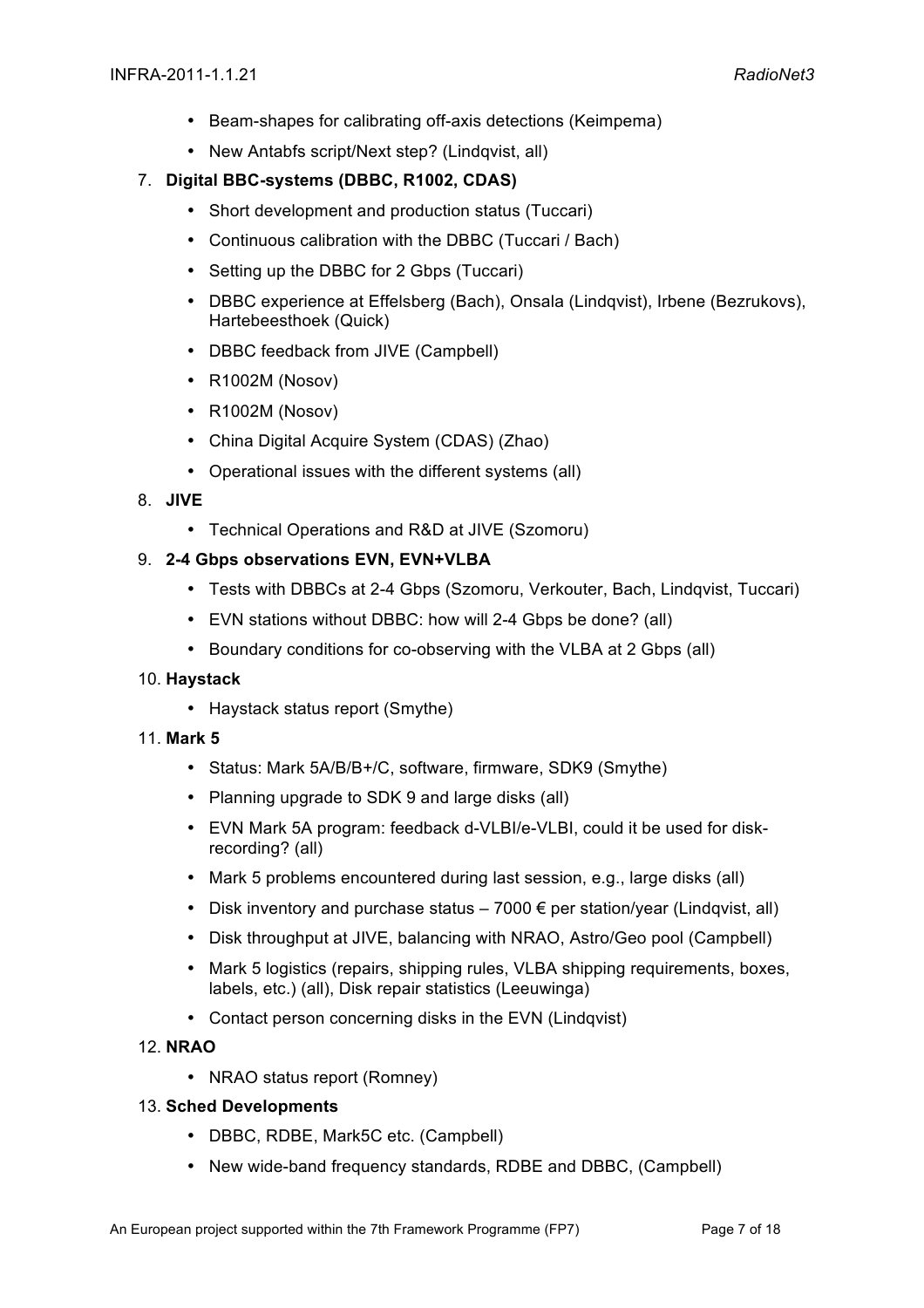- Beam-shapes for calibrating off-axis detections (Keimpema)
- New Antabfs script/Next step? (Lindqvist, all)

7. **Digital BBC-systems (DBBC, R1002, CDAS)**
   - Short development and production status (Tuccari)
   - Continuous calibration with the DBBC (Tuccari / Bach)
   - Setting up the DBBC for 2 Gbps (Tuccari)
   - DBBC experience at Effelsberg (Bach), Onsala (Lindqvist), Irbene (Bezrukovs), Hartebeesthoek (Quick)
   - DBBC feedback from JIVE (Campbell)
   - R1002M (Nosov)
   - R1002M (Nosov)
   - China Digital Acquire System (CDAS) (Zhao)
   - Operational issues with the different systems (all)
8. **JIVE**
   - Technical Operations and R&D at JIVE (Szomoru)
9. **2-4 Gbps observations EVN, EVN+VLBA**
   - Tests with DBBCs at 2-4 Gbps (Szomoru, Verkouter, Bach, Lindqvist, Tuccari)
   - EVN stations without DBBC: how will 2-4 Gbps be done? (all)
   - Boundary conditions for co-observing with the VLBA at 2 Gbps (all)
10. **Haystack**
    - Haystack status report (Smythe)
11. **Mark 5**
    - Status: Mark 5A/B/B+/C, software, firmware, SDK9 (Smythe)
    - Planning upgrade to SDK 9 and large disks (all)
    - EVN Mark 5A program: feedback d-VLBI/e-VLBI, could it be used for disk-recording? (all)
    - Mark 5 problems encountered during last session, e.g., large disks (all)
    - Disk inventory and purchase status – 7000 € per station/year (Lindqvist, all)
    - Disk throughput at JIVE, balancing with NRAO, Astro/Geo pool (Campbell)
    - Mark 5 logistics (repairs, shipping rules, VLBA shipping requirements, boxes, labels, etc.) (all), Disk repair statistics (Leeuwinga)
    - Contact person concerning disks in the EVN (Lindqvist)
12. **NRAO**
    - NRAO status report (Romney)
13. **Sched Developments**
    - DBBC, RDBE, Mark5C etc. (Campbell)
    - New wide-band frequency standards, RDBE and DBBC, (Campbell)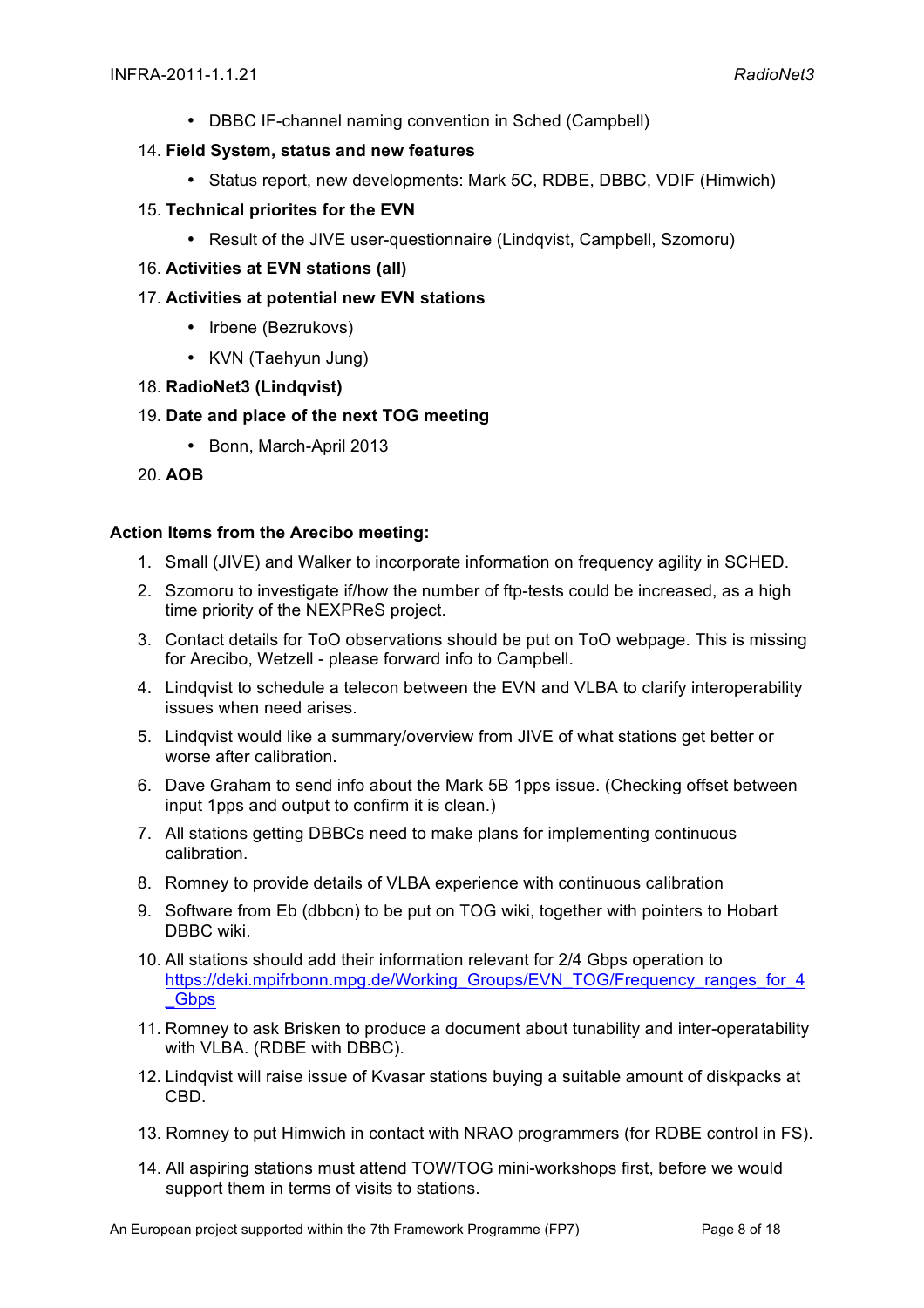- DBBC IF-channel naming convention in Sched (Campbell)

14. **Field System, status and new features**
    - Status report, new developments: Mark 5C, RDBE, DBBC, VDIF (Himwich)
15. **Technical priorites for the EVN**
    - Result of the JIVE user-questionnaire (Lindqvist, Campbell, Szomoru)
16. **Activities at EVN stations (all)**
17. **Activities at potential new EVN stations**
    - Irbene (Bezrukovs)
    - KVN (Taehyun Jung)
18. **RadioNet3 (Lindqvist)**
19. **Date and place of the next TOG meeting**
    - Bonn, March-April 2013
20. **AOB**

**Action Items from the Arecibo meeting:**

1. Small (JIVE) and Walker to incorporate information on frequency agility in SCHED.
2. Szomoru to investigate if/how the number of ftp-tests could be increased, as a high time priority of the NEXPReS project.
3. Contact details for ToO observations should be put on ToO webpage. This is missing for Arecibo, Wetzell - please forward info to Campbell.
4. Lindqvist to schedule a telecon between the EVN and VLBA to clarify interoperability issues when need arises.
5. Lindqvist would like a summary/overview from JIVE of what stations get better or worse after calibration.
6. Dave Graham to send info about the Mark 5B 1pps issue. (Checking offset between input 1pps and output to confirm it is clean.)
7. All stations getting DBBCs need to make plans for implementing continuous calibration.
8. Romney to provide details of VLBA experience with continuous calibration
9. Software from Eb (dbbcn) to be put on TOG wiki, together with pointers to Hobart DBBC wiki.
10. All stations should add their information relevant for 2/4 Gbps operation to https://deki.mpifrbonn.mpg.de/Working_Groups/EVN_TOG/Frequency_ranges_for_4_Gbps
11. Romney to ask Brisken to produce a document about tunability and inter-operatability with VLBA. (RDBE with DBBC).
12. Lindqvist will raise issue of Kvasar stations buying a suitable amount of diskpacks at CBD.
13. Romney to put Himwich in contact with NRAO programmers (for RDBE control in FS).
14. All aspiring stations must attend TOW/TOG mini-workshops first, before we would support them in terms of visits to stations.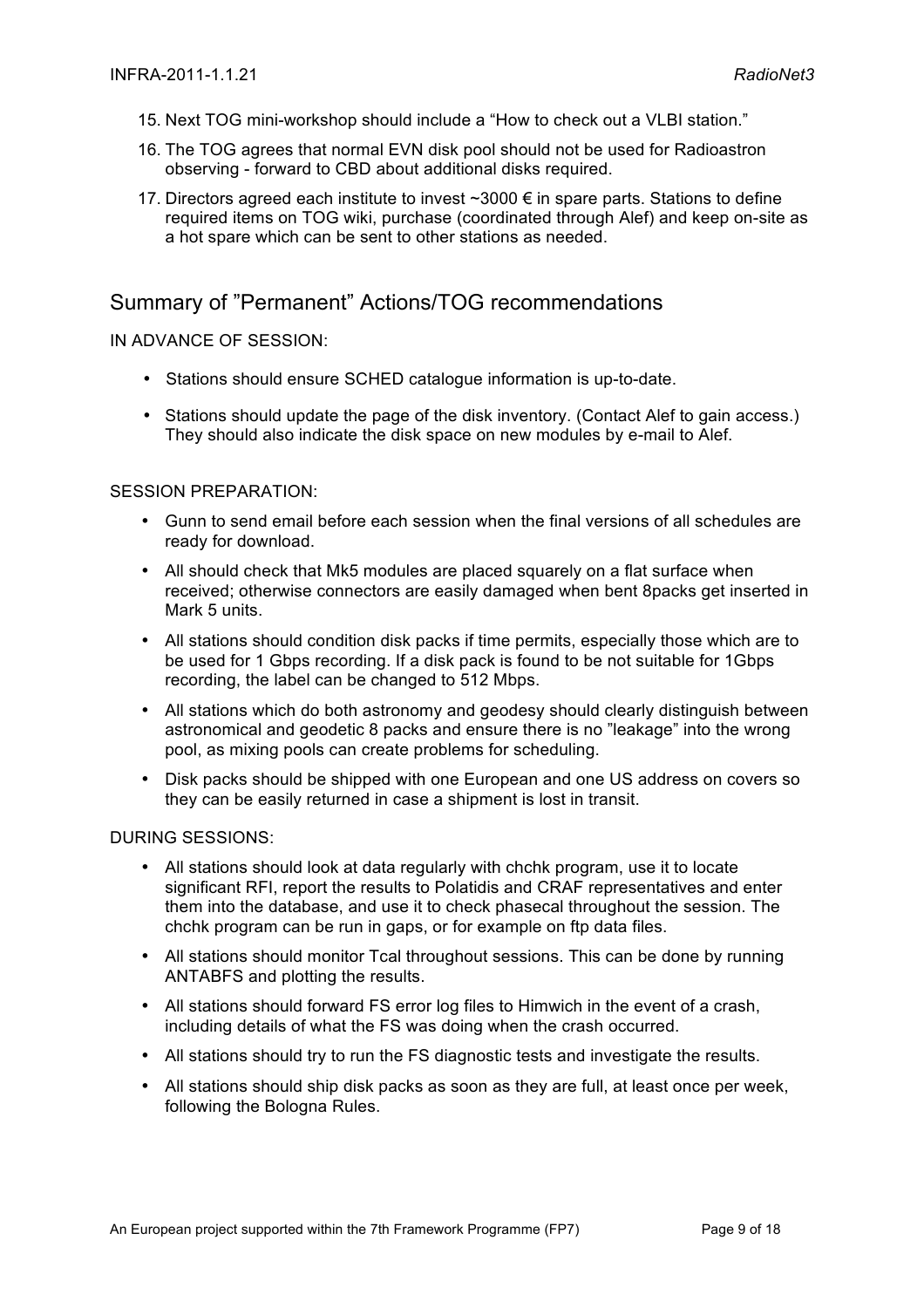15. Next TOG mini-workshop should include a “How to check out a VLBI station.”
16. The TOG agrees that normal EVN disk pool should not be used for Radioastron observing - forward to CBD about additional disks required.
17. Directors agreed each institute to invest ~3000 € in spare parts. Stations to define required items on TOG wiki, purchase (coordinated through Alef) and keep on-site as a hot spare which can be sent to other stations as needed.

## Summary of ”Permanent” Actions/TOG recommendations

IN ADVANCE OF SESSION:

- Stations should ensure SCHED catalogue information is up-to-date.
- Stations should update the page of the disk inventory. (Contact Alef to gain access.) They should also indicate the disk space on new modules by e-mail to Alef.

SESSION PREPARATION:

- Gunn to send email before each session when the final versions of all schedules are ready for download.
- All should check that Mk5 modules are placed squarely on a flat surface when received; otherwise connectors are easily damaged when bent 8packs get inserted in Mark 5 units.
- All stations should condition disk packs if time permits, especially those which are to be used for 1 Gbps recording. If a disk pack is found to be not suitable for 1Gbps recording, the label can be changed to 512 Mbps.
- All stations which do both astronomy and geodesy should clearly distinguish between astronomical and geodetic 8 packs and ensure there is no ”leakage” into the wrong pool, as mixing pools can create problems for scheduling.
- Disk packs should be shipped with one European and one US address on covers so they can be easily returned in case a shipment is lost in transit.

DURING SESSIONS:

- All stations should look at data regularly with chchk program, use it to locate significant RFI, report the results to Polatidis and CRAF representatives and enter them into the database, and use it to check phasecal throughout the session. The chchk program can be run in gaps, or for example on ftp data files.
- All stations should monitor Tcal throughout sessions. This can be done by running ANTABFS and plotting the results.
- All stations should forward FS error log files to Himwich in the event of a crash, including details of what the FS was doing when the crash occurred.
- All stations should try to run the FS diagnostic tests and investigate the results.
- All stations should ship disk packs as soon as they are full, at least once per week, following the Bologna Rules.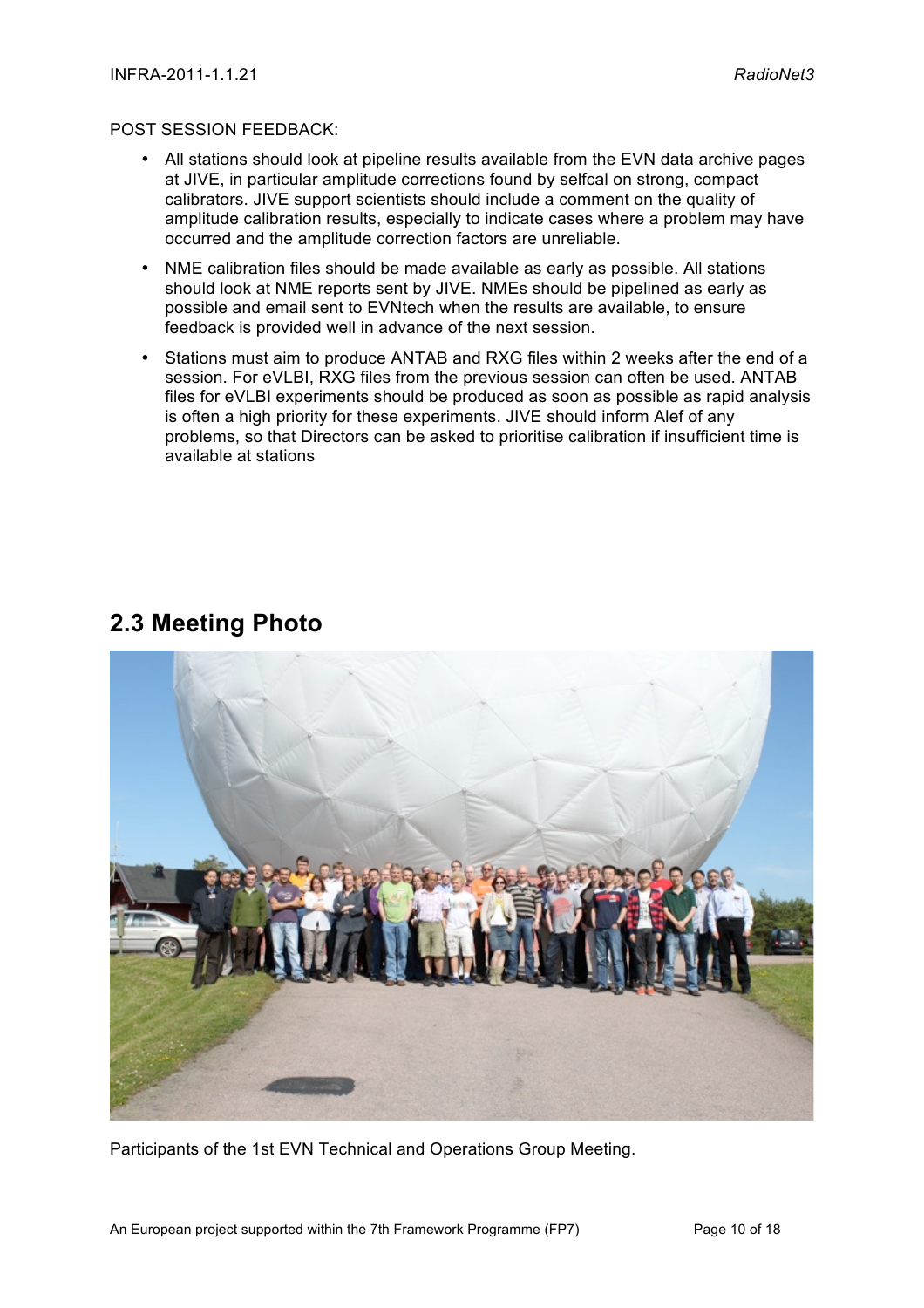POST SESSION FEEDBACK:

- All stations should look at pipeline results available from the EVN data archive pages at JIVE, in particular amplitude corrections found by selfcal on strong, compact calibrators. JIVE support scientists should include a comment on the quality of amplitude calibration results, especially to indicate cases where a problem may have occurred and the amplitude correction factors are unreliable.
- NME calibration files should be made available as early as possible. All stations should look at NME reports sent by JIVE. NMEs should be pipelined as early as possible and email sent to EVNtech when the results are available, to ensure feedback is provided well in advance of the next session.
- Stations must aim to produce ANTAB and RXG files within 2 weeks after the end of a session. For eVLBI, RXG files from the previous session can often be used. ANTAB files for eVLBI experiments should be produced as soon as possible as rapid analysis is often a high priority for these experiments. JIVE should inform Alef of any problems, so that Directors can be asked to prioritise calibration if insufficient time is available at stations

## 2.3 Meeting Photo

Participants of the 1st EVN Technical and Operations Group Meeting.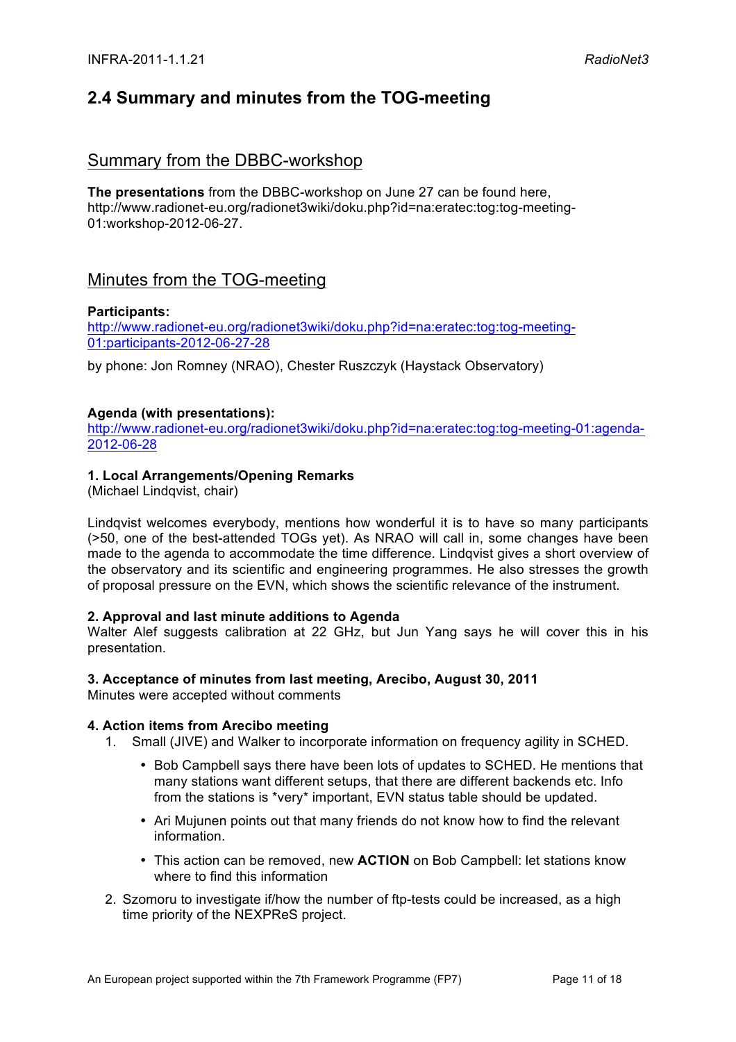## 2.4 Summary and minutes from the TOG-meeting

### Summary from the DBBC-workshop

**The presentations** from the DBBC-workshop on June 27 can be found here, http://www.radionet-eu.org/radionet3wiki/doku.php?id=na:eratec:tog:tog-meeting-01:workshop-2012-06-27.

### Minutes from the TOG-meeting

**Participants:**
http://www.radionet-eu.org/radionet3wiki/doku.php?id=na:eratec:tog:tog-meeting-01:participants-2012-06-27-28

by phone: Jon Romney (NRAO), Chester Ruszczyk (Haystack Observatory)

**Agenda (with presentations):**
http://www.radionet-eu.org/radionet3wiki/doku.php?id=na:eratec:tog:tog-meeting-01:agenda-2012-06-28

**1. Local Arrangements/Opening Remarks**
(Michael Lindqvist, chair)

Lindqvist welcomes everybody, mentions how wonderful it is to have so many participants (>50, one of the best-attended TOGs yet). As NRAO will call in, some changes have been made to the agenda to accommodate the time difference. Lindqvist gives a short overview of the observatory and its scientific and engineering programmes. He also stresses the growth of proposal pressure on the EVN, which shows the scientific relevance of the instrument.

**2. Approval and last minute additions to Agenda**
Walter Alef suggests calibration at 22 GHz, but Jun Yang says he will cover this in his presentation.

**3. Acceptance of minutes from last meeting, Arecibo, August 30, 2011**
Minutes were accepted without comments

**4. Action items from Arecibo meeting**

1. Small (JIVE) and Walker to incorporate information on frequency agility in SCHED.
   - Bob Campbell says there have been lots of updates to SCHED. He mentions that many stations want different setups, that there are different backends etc. Info from the stations is *very* important, EVN status table should be updated.
   - Ari Mujunen points out that many friends do not know how to find the relevant information.
   - This action can be removed, new **ACTION** on Bob Campbell: let stations know where to find this information
2. Szomoru to investigate if/how the number of ftp-tests could be increased, as a high time priority of the NEXPReS project.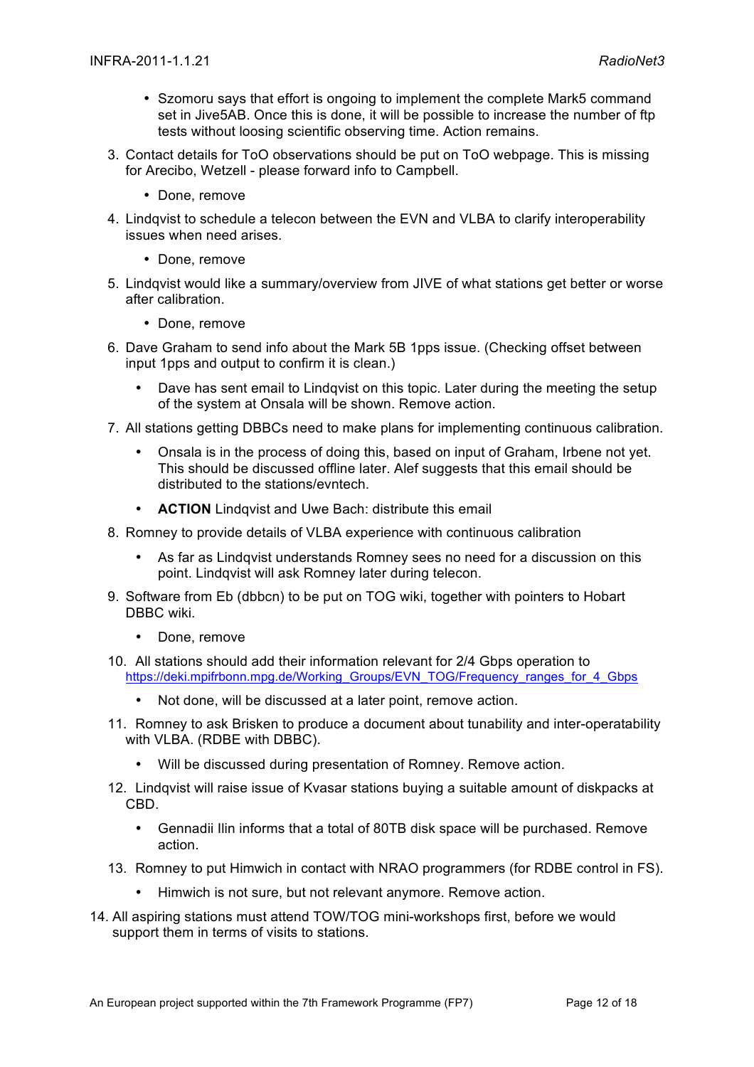- Szomoru says that effort is ongoing to implement the complete Mark5 command set in Jive5AB. Once this is done, it will be possible to increase the number of ftp tests without loosing scientific observing time. Action remains.

3. Contact details for ToO observations should be put on ToO webpage. This is missing for Arecibo, Wetzell - please forward info to Campbell.
   - Done, remove
4. Lindqvist to schedule a telecon between the EVN and VLBA to clarify interoperability issues when need arises.
   - Done, remove
5. Lindqvist would like a summary/overview from JIVE of what stations get better or worse after calibration.
   - Done, remove
6. Dave Graham to send info about the Mark 5B 1pps issue. (Checking offset between input 1pps and output to confirm it is clean.)
   - Dave has sent email to Lindqvist on this topic. Later during the meeting the setup of the system at Onsala will be shown. Remove action.
7. All stations getting DBBCs need to make plans for implementing continuous calibration.
   - Onsala is in the process of doing this, based on input of Graham, Irbene not yet. This should be discussed offline later. Alef suggests that this email should be distributed to the stations/evntech.
   - **ACTION** Lindqvist and Uwe Bach: distribute this email
8. Romney to provide details of VLBA experience with continuous calibration
   - As far as Lindqvist understands Romney sees no need for a discussion on this point. Lindqvist will ask Romney later during telecon.
9. Software from Eb (dbbcn) to be put on TOG wiki, together with pointers to Hobart DBBC wiki.
   - Done, remove
10. All stations should add their information relevant for 2/4 Gbps operation to https://deki.mpifrbonn.mpg.de/Working_Groups/EVN_TOG/Frequency_ranges_for_4_Gbps
    - Not done, will be discussed at a later point, remove action.
11. Romney to ask Brisken to produce a document about tunability and inter-operatability with VLBA. (RDBE with DBBC).
    - Will be discussed during presentation of Romney. Remove action.
12. Lindqvist will raise issue of Kvasar stations buying a suitable amount of diskpacks at CBD.
    - Gennadii Ilin informs that a total of 80TB disk space will be purchased. Remove action.
13. Romney to put Himwich in contact with NRAO programmers (for RDBE control in FS).
    - Himwich is not sure, but not relevant anymore. Remove action.
14. All aspiring stations must attend TOW/TOG mini-workshops first, before we would support them in terms of visits to stations.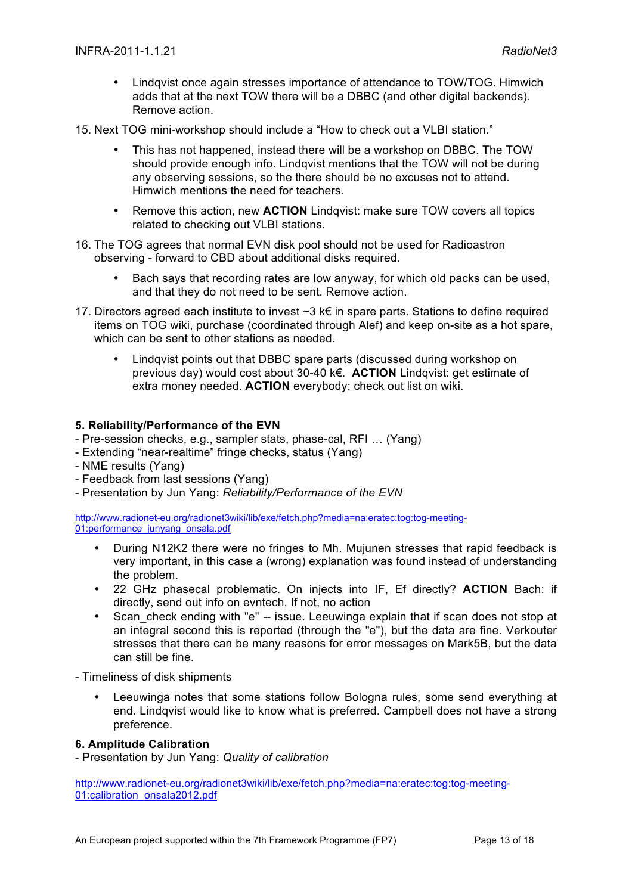- Lindqvist once again stresses importance of attendance to TOW/TOG. Himwich adds that at the next TOW there will be a DBBC (and other digital backends). Remove action.

15. Next TOG mini-workshop should include a "How to check out a VLBI station."

    - This has not happened, instead there will be a workshop on DBBC. The TOW should provide enough info. Lindqvist mentions that the TOW will not be during any observing sessions, so the there should be no excuses not to attend. Himwich mentions the need for teachers.

    - Remove this action, new **ACTION** Lindqvist: make sure TOW covers all topics related to checking out VLBI stations.

16. The TOG agrees that normal EVN disk pool should not be used for Radioastron observing - forward to CBD about additional disks required.

    - Bach says that recording rates are low anyway, for which old packs can be used, and that they do not need to be sent. Remove action.

17. Directors agreed each institute to invest ~3 k€ in spare parts. Stations to define required items on TOG wiki, purchase (coordinated through Alef) and keep on-site as a hot spare, which can be sent to other stations as needed.

    - Lindqvist points out that DBBC spare parts (discussed during workshop on previous day) would cost about 30-40 k€. **ACTION** Lindqvist: get estimate of extra money needed. **ACTION** everybody: check out list on wiki.

**5. Reliability/Performance of the EVN**

- Pre-session checks, e.g., sampler stats, phase-cal, RFI … (Yang)
- Extending "near-realtime" fringe checks, status (Yang)
- NME results (Yang)
- Feedback from last sessions (Yang)
- Presentation by Jun Yang: *Reliability/Performance of the EVN*

http://www.radionet-eu.org/radionet3wiki/lib/exe/fetch.php?media=na:eratec:tog:tog-meeting-01:performance_junyang_onsala.pdf

- During N12K2 there were no fringes to Mh. Mujunen stresses that rapid feedback is very important, in this case a (wrong) explanation was found instead of understanding the problem.
- 22 GHz phasecal problematic. On injects into IF, Ef directly? **ACTION** Bach: if directly, send out info on evntech. If not, no action
- Scan_check ending with "e" -- issue. Leeuwinga explain that if scan does not stop at an integral second this is reported (through the "e"), but the data are fine. Verkouter stresses that there can be many reasons for error messages on Mark5B, but the data can still be fine.

- Timeliness of disk shipments

- Leeuwinga notes that some stations follow Bologna rules, some send everything at end. Lindqvist would like to know what is preferred. Campbell does not have a strong preference.

**6. Amplitude Calibration**

- Presentation by Jun Yang: *Quality of calibration*

http://www.radionet-eu.org/radionet3wiki/lib/exe/fetch.php?media=na:eratec:tog:tog-meeting-01:calibration_onsala2012.pdf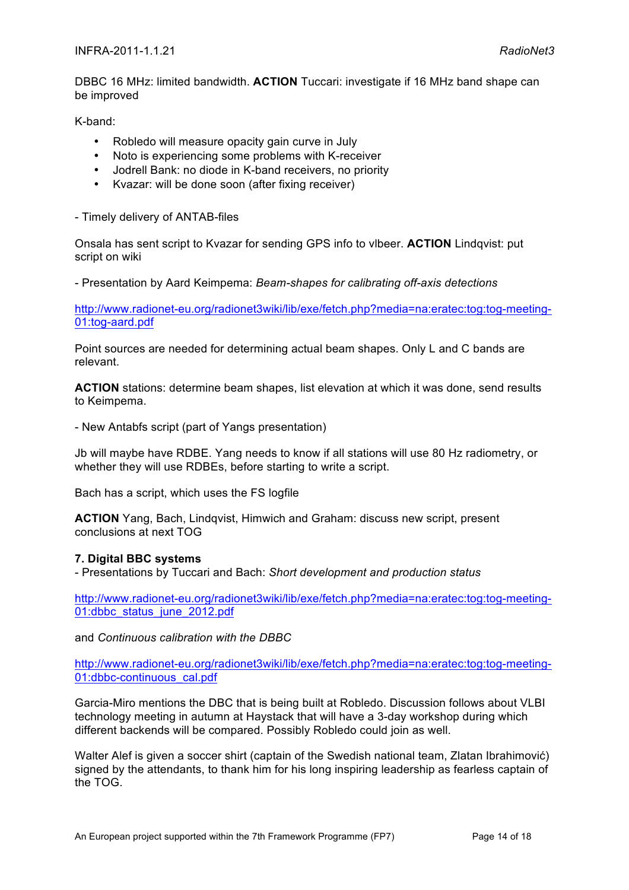DBBC 16 MHz: limited bandwidth. **ACTION** Tuccari: investigate if 16 MHz band shape can be improved

K-band:

- Robledo will measure opacity gain curve in July
- Noto is experiencing some problems with K-receiver
- Jodrell Bank: no diode in K-band receivers, no priority
- Kvazar: will be done soon (after fixing receiver)

- Timely delivery of ANTAB-files

Onsala has sent script to Kvazar for sending GPS info to vlbeer. **ACTION** Lindqvist: put script on wiki

- Presentation by Aard Keimpema: *Beam-shapes for calibrating off-axis detections*

http://www.radionet-eu.org/radionet3wiki/lib/exe/fetch.php?media=na:eratec:tog:tog-meeting-01:tog-aard.pdf

Point sources are needed for determining actual beam shapes. Only L and C bands are relevant.

**ACTION** stations: determine beam shapes, list elevation at which it was done, send results to Keimpema.

- New Antabfs script (part of Yangs presentation)

Jb will maybe have RDBE. Yang needs to know if all stations will use 80 Hz radiometry, or whether they will use RDBEs, before starting to write a script.

Bach has a script, which uses the FS logfile

**ACTION** Yang, Bach, Lindqvist, Himwich and Graham: discuss new script, present conclusions at next TOG

**7. Digital BBC systems**
- Presentations by Tuccari and Bach: *Short development and production status*

http://www.radionet-eu.org/radionet3wiki/lib/exe/fetch.php?media=na:eratec:tog:tog-meeting-01:dbbc_status_june_2012.pdf

and *Continuous calibration with the DBBC*

http://www.radionet-eu.org/radionet3wiki/lib/exe/fetch.php?media=na:eratec:tog:tog-meeting-01:dbbc-continuous_cal.pdf

Garcia-Miro mentions the DBC that is being built at Robledo. Discussion follows about VLBI technology meeting in autumn at Haystack that will have a 3-day workshop during which different backends will be compared. Possibly Robledo could join as well.

Walter Alef is given a soccer shirt (captain of the Swedish national team, Zlatan Ibrahimović) signed by the attendants, to thank him for his long inspiring leadership as fearless captain of the TOG.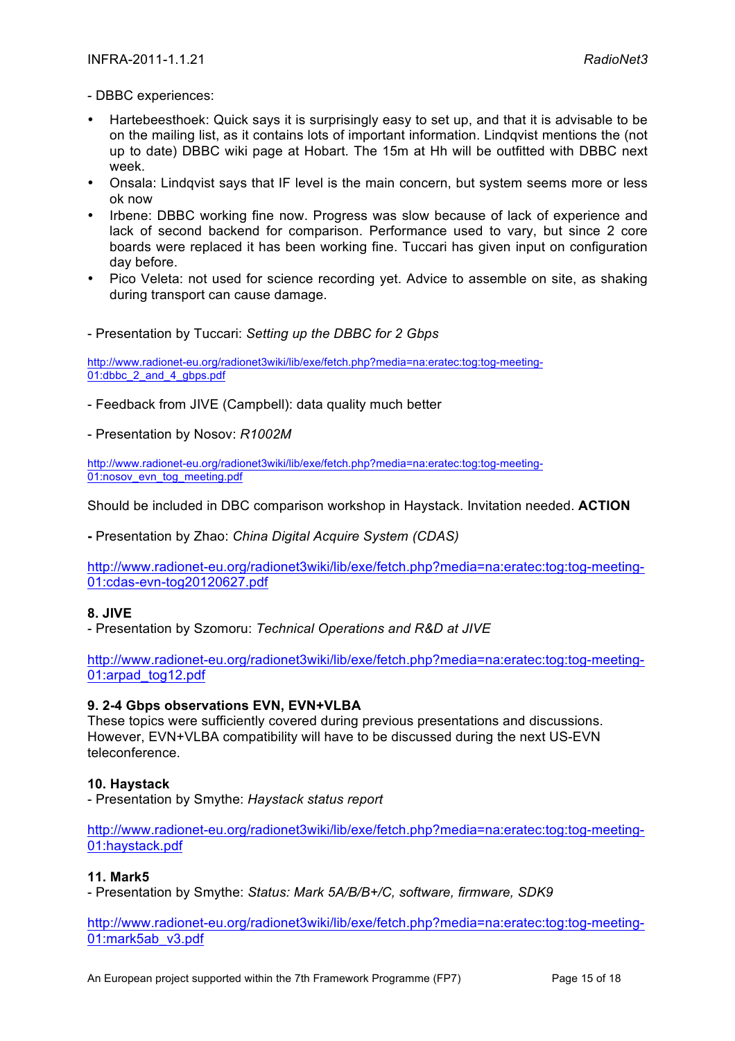- DBBC experiences:

- Hartebeesthoek: Quick says it is surprisingly easy to set up, and that it is advisable to be on the mailing list, as it contains lots of important information. Lindqvist mentions the (not up to date) DBBC wiki page at Hobart. The 15m at Hh will be outfitted with DBBC next week.
- Onsala: Lindqvist says that IF level is the main concern, but system seems more or less ok now
- Irbene: DBBC working fine now. Progress was slow because of lack of experience and lack of second backend for comparison. Performance used to vary, but since 2 core boards were replaced it has been working fine. Tuccari has given input on configuration day before.
- Pico Veleta: not used for science recording yet. Advice to assemble on site, as shaking during transport can cause damage.

- Presentation by Tuccari: *Setting up the DBBC for 2 Gbps*

http://www.radionet-eu.org/radionet3wiki/lib/exe/fetch.php?media=na:eratec:tog:tog-meeting-01:dbbc_2_and_4_gbps.pdf

- Feedback from JIVE (Campbell): data quality much better

- Presentation by Nosov: *R1002M*

http://www.radionet-eu.org/radionet3wiki/lib/exe/fetch.php?media=na:eratec:tog:tog-meeting-01:nosov_evn_tog_meeting.pdf

Should be included in DBC comparison workshop in Haystack. Invitation needed. **ACTION**

**-** Presentation by Zhao: *China Digital Acquire System (CDAS)*

http://www.radionet-eu.org/radionet3wiki/lib/exe/fetch.php?media=na:eratec:tog:tog-meeting-01:cdas-evn-tog20120627.pdf

**8. JIVE**

- Presentation by Szomoru: *Technical Operations and R&D at JIVE*

http://www.radionet-eu.org/radionet3wiki/lib/exe/fetch.php?media=na:eratec:tog:tog-meeting-01:arpad_tog12.pdf

**9. 2-4 Gbps observations EVN, EVN+VLBA**

These topics were sufficiently covered during previous presentations and discussions. However, EVN+VLBA compatibility will have to be discussed during the next US-EVN teleconference.

**10. Haystack**

- Presentation by Smythe: *Haystack status report*

http://www.radionet-eu.org/radionet3wiki/lib/exe/fetch.php?media=na:eratec:tog:tog-meeting-01:haystack.pdf

**11. Mark5**

- Presentation by Smythe: *Status: Mark 5A/B/B+/C, software, firmware, SDK9*

http://www.radionet-eu.org/radionet3wiki/lib/exe/fetch.php?media=na:eratec:tog:tog-meeting-01:mark5ab_v3.pdf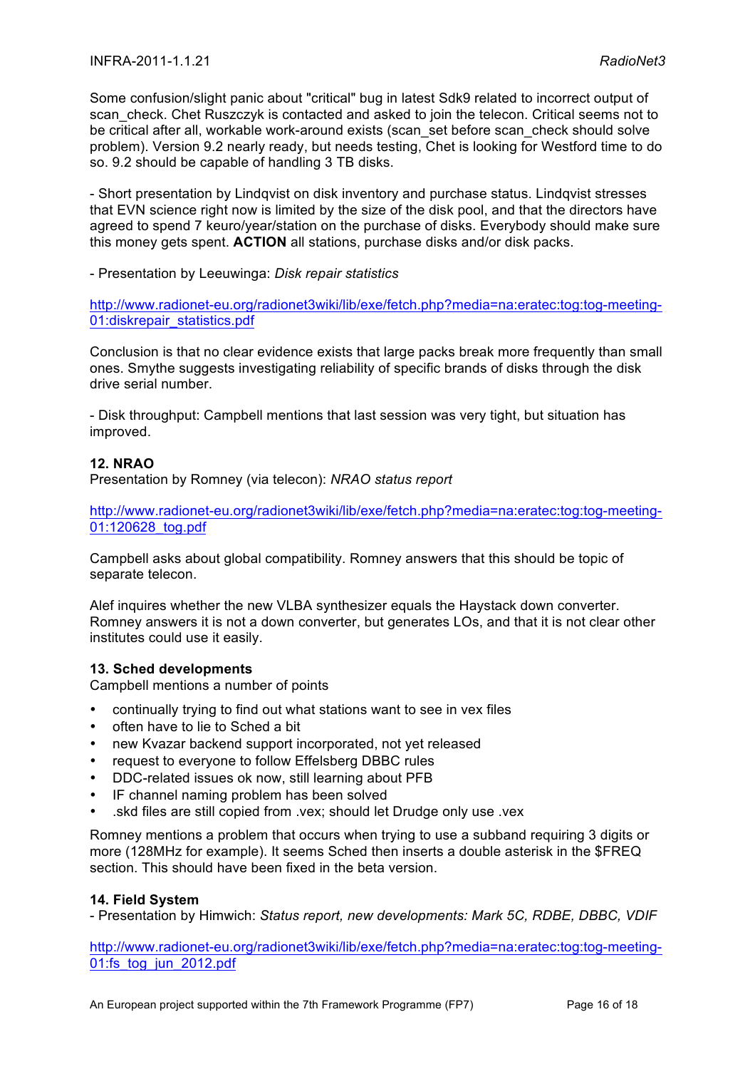Some confusion/slight panic about "critical" bug in latest Sdk9 related to incorrect output of scan_check. Chet Ruszczyk is contacted and asked to join the telecon. Critical seems not to be critical after all, workable work-around exists (scan_set before scan_check should solve problem). Version 9.2 nearly ready, but needs testing, Chet is looking for Westford time to do so. 9.2 should be capable of handling 3 TB disks.

- Short presentation by Lindqvist on disk inventory and purchase status. Lindqvist stresses that EVN science right now is limited by the size of the disk pool, and that the directors have agreed to spend 7 keuro/year/station on the purchase of disks. Everybody should make sure this money gets spent. **ACTION** all stations, purchase disks and/or disk packs.

- Presentation by Leeuwinga: *Disk repair statistics*

http://www.radionet-eu.org/radionet3wiki/lib/exe/fetch.php?media=na:eratec:tog:tog-meeting-01:diskrepair_statistics.pdf

Conclusion is that no clear evidence exists that large packs break more frequently than small ones. Smythe suggests investigating reliability of specific brands of disks through the disk drive serial number.

- Disk throughput: Campbell mentions that last session was very tight, but situation has improved.

#### 12. NRAO

Presentation by Romney (via telecon): *NRAO status report*

http://www.radionet-eu.org/radionet3wiki/lib/exe/fetch.php?media=na:eratec:tog:tog-meeting-01:120628_tog.pdf

Campbell asks about global compatibility. Romney answers that this should be topic of separate telecon.

Alef inquires whether the new VLBA synthesizer equals the Haystack down converter. Romney answers it is not a down converter, but generates LOs, and that it is not clear other institutes could use it easily.

#### 13. Sched developments

Campbell mentions a number of points

- continually trying to find out what stations want to see in vex files
- often have to lie to Sched a bit
- new Kvazar backend support incorporated, not yet released
- request to everyone to follow Effelsberg DBBC rules
- DDC-related issues ok now, still learning about PFB
- IF channel naming problem has been solved
- .skd files are still copied from .vex; should let Drudge only use .vex

Romney mentions a problem that occurs when trying to use a subband requiring 3 digits or more (128MHz for example). It seems Sched then inserts a double asterisk in the $FREQ section. This should have been fixed in the beta version.

#### 14. Field System

- Presentation by Himwich: *Status report, new developments: Mark 5C, RDBE, DBBC, VDIF*

http://www.radionet-eu.org/radionet3wiki/lib/exe/fetch.php?media=na:eratec:tog:tog-meeting-01:fs_tog_jun_2012.pdf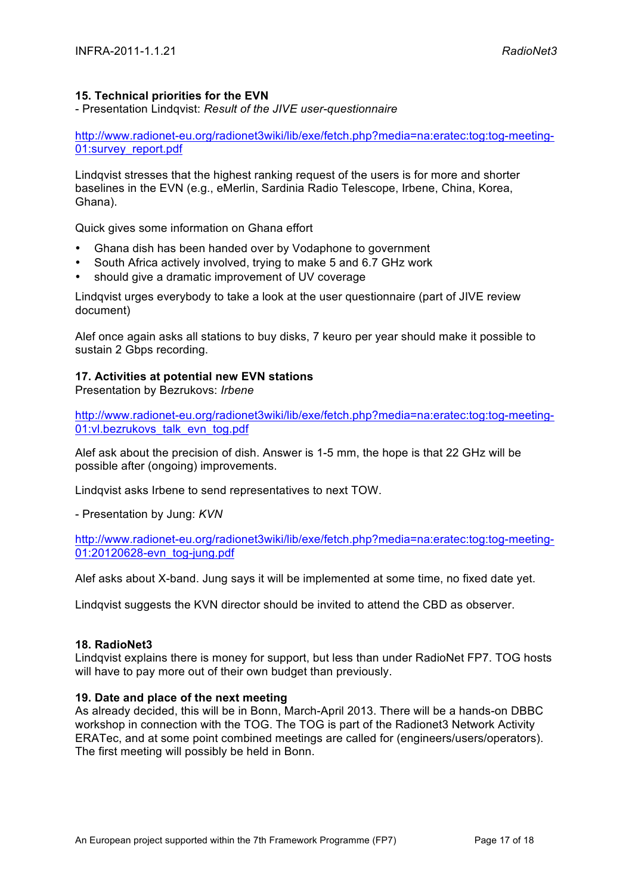**15. Technical priorities for the EVN**

- Presentation Lindqvist: *Result of the JIVE user-questionnaire*

http://www.radionet-eu.org/radionet3wiki/lib/exe/fetch.php?media=na:eratec:tog:tog-meeting-01:survey_report.pdf

Lindqvist stresses that the highest ranking request of the users is for more and shorter baselines in the EVN (e.g., eMerlin, Sardinia Radio Telescope, Irbene, China, Korea, Ghana).

Quick gives some information on Ghana effort

- Ghana dish has been handed over by Vodaphone to government
- South Africa actively involved, trying to make 5 and 6.7 GHz work
- should give a dramatic improvement of UV coverage

Lindqvist urges everybody to take a look at the user questionnaire (part of JIVE review document)

Alef once again asks all stations to buy disks, 7 keuro per year should make it possible to sustain 2 Gbps recording.

**17. Activities at potential new EVN stations**

Presentation by Bezrukovs: *Irbene*

http://www.radionet-eu.org/radionet3wiki/lib/exe/fetch.php?media=na:eratec:tog:tog-meeting-01:vl.bezrukovs_talk_evn_tog.pdf

Alef ask about the precision of dish. Answer is 1-5 mm, the hope is that 22 GHz will be possible after (ongoing) improvements.

Lindqvist asks Irbene to send representatives to next TOW.

- Presentation by Jung: *KVN*

http://www.radionet-eu.org/radionet3wiki/lib/exe/fetch.php?media=na:eratec:tog:tog-meeting-01:20120628-evn_tog-jung.pdf

Alef asks about X-band. Jung says it will be implemented at some time, no fixed date yet.

Lindqvist suggests the KVN director should be invited to attend the CBD as observer.

**18. RadioNet3**

Lindqvist explains there is money for support, but less than under RadioNet FP7. TOG hosts will have to pay more out of their own budget than previously.

**19. Date and place of the next meeting**

As already decided, this will be in Bonn, March-April 2013. There will be a hands-on DBBC workshop in connection with the TOG. The TOG is part of the Radionet3 Network Activity ERATec, and at some point combined meetings are called for (engineers/users/operators). The first meeting will possibly be held in Bonn.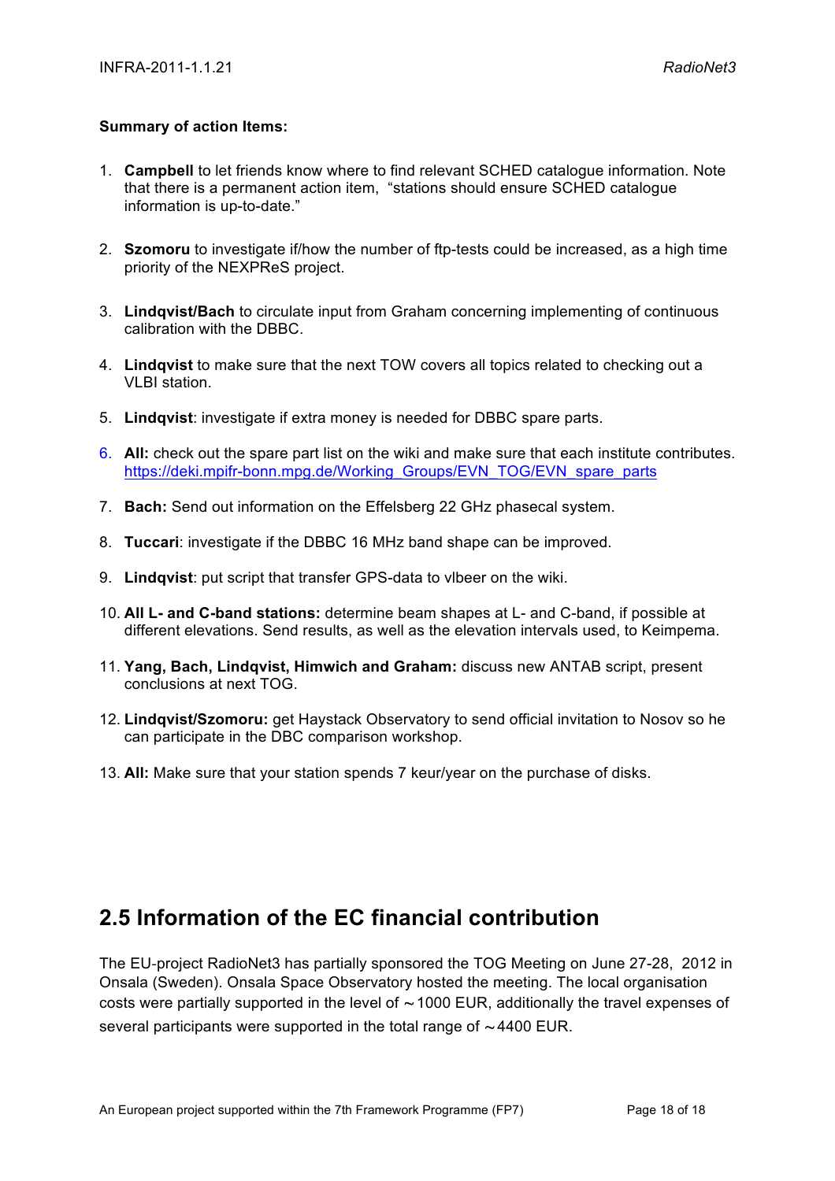**Summary of action Items:**

1. **Campbell** to let friends know where to find relevant SCHED catalogue information. Note that there is a permanent action item, "stations should ensure SCHED catalogue information is up-to-date."

2. **Szomoru** to investigate if/how the number of ftp-tests could be increased, as a high time priority of the NEXPReS project.

3. **Lindqvist/Bach** to circulate input from Graham concerning implementing of continuous calibration with the DBBC.

4. **Lindqvist** to make sure that the next TOW covers all topics related to checking out a VLBI station.

5. **Lindqvist**: investigate if extra money is needed for DBBC spare parts.

6. **All:** check out the spare part list on the wiki and make sure that each institute contributes. https://deki.mpifr-bonn.mpg.de/Working_Groups/EVN_TOG/EVN_spare_parts

7. **Bach:** Send out information on the Effelsberg 22 GHz phasecal system.

8. **Tuccari**: investigate if the DBBC 16 MHz band shape can be improved.

9. **Lindqvist**: put script that transfer GPS-data to vlbeer on the wiki.

10. **All L- and C-band stations:** determine beam shapes at L- and C-band, if possible at different elevations. Send results, as well as the elevation intervals used, to Keimpema.

11. **Yang, Bach, Lindqvist, Himwich and Graham:** discuss new ANTAB script, present conclusions at next TOG.

12. **Lindqvist/Szomoru:** get Haystack Observatory to send official invitation to Nosov so he can participate in the DBC comparison workshop.

13. **All:** Make sure that your station spends 7 keur/year on the purchase of disks.

## 2.5 Information of the EC financial contribution

The EU-project RadioNet3 has partially sponsored the TOG Meeting on June 27-28, 2012 in Onsala (Sweden). Onsala Space Observatory hosted the meeting. The local organisation costs were partially supported in the level of ~1000 EUR, additionally the travel expenses of several participants were supported in the total range of ~4400 EUR.